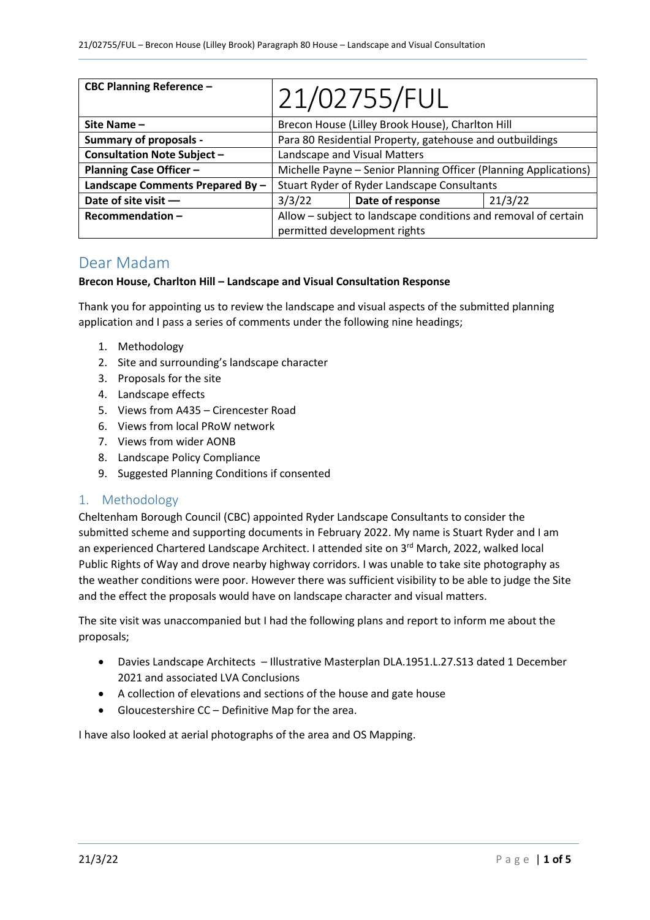| CBC Planning Reference – | 21/02755/FUL | | |
|---|---|---|---|
| **Site Name –** | Brecon House (Lilley Brook House), Charlton Hill | | |
| **Summary of proposals -** | Para 80 Residential Property, gatehouse and outbuildings | | |
| **Consultation Note Subject –** | Landscape and Visual Matters | | |
| **Planning Case Officer –** | Michelle Payne – Senior Planning Officer (Planning Applications) | | |
| **Landscape Comments Prepared By –** | Stuart Ryder of Ryder Landscape Consultants | | |
| **Date of site visit –** | 3/3/22 | **Date of response** | 21/3/22 |
| **Recommendation –** | Allow – subject to landscape conditions and removal of certain permitted development rights | | |

# Dear Madam

**Brecon House, Charlton Hill – Landscape and Visual Consultation Response**

Thank you for appointing us to review the landscape and visual aspects of the submitted planning application and I pass a series of comments under the following nine headings;

1. Methodology
2. Site and surrounding's landscape character
3. Proposals for the site
4. Landscape effects
5. Views from A435 – Cirencester Road
6. Views from local PRoW network
7. Views from wider AONB
8. Landscape Policy Compliance
9. Suggested Planning Conditions if consented

## 1. Methodology

Cheltenham Borough Council (CBC) appointed Ryder Landscape Consultants to consider the submitted scheme and supporting documents in February 2022. My name is Stuart Ryder and I am an experienced Chartered Landscape Architect. I attended site on 3rd March, 2022, walked local Public Rights of Way and drove nearby highway corridors. I was unable to take site photography as the weather conditions were poor. However there was sufficient visibility to be able to judge the Site and the effect the proposals would have on landscape character and visual matters.

The site visit was unaccompanied but I had the following plans and report to inform me about the proposals;

- Davies Landscape Architects – Illustrative Masterplan DLA.1951.L.27.S13 dated 1 December 2021 and associated LVA Conclusions
- A collection of elevations and sections of the house and gate house
- Gloucestershire CC – Definitive Map for the area.

I have also looked at aerial photographs of the area and OS Mapping.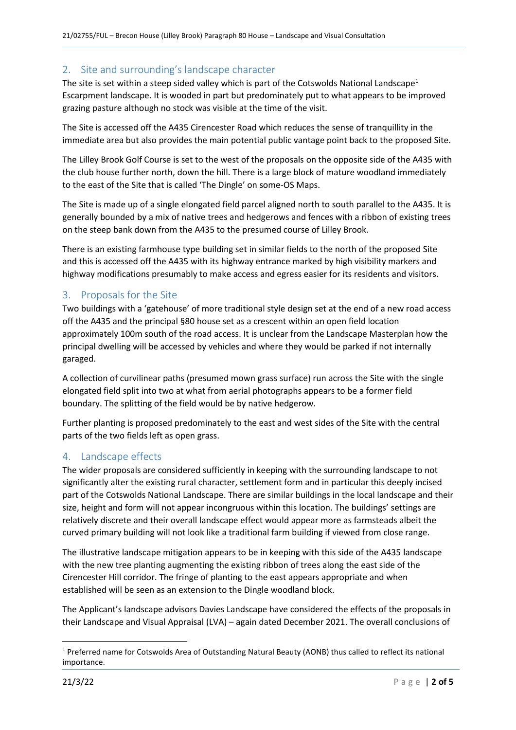## 2. Site and surrounding's landscape character

The site is set within a steep sided valley which is part of the Cotswolds National Landscape[1] Escarpment landscape. It is wooded in part but predominately put to what appears to be improved grazing pasture although no stock was visible at the time of the visit.

The Site is accessed off the A435 Cirencester Road which reduces the sense of tranquillity in the immediate area but also provides the main potential public vantage point back to the proposed Site.

The Lilley Brook Golf Course is set to the west of the proposals on the opposite side of the A435 with the club house further north, down the hill. There is a large block of mature woodland immediately to the east of the Site that is called 'The Dingle' on some OS Maps.

The Site is made up of a single elongated field parcel aligned north to south parallel to the A435. It is generally bounded by a mix of native trees and hedgerows and fences with a ribbon of existing trees on the steep bank down from the A435 to the presumed course of Lilley Brook.

There is an existing farmhouse type building set in similar fields to the north of the proposed Site and this is accessed off the A435 with its highway entrance marked by high visibility markers and highway modifications presumably to make access and egress easier for its residents and visitors.

## 3. Proposals for the Site

Two buildings with a 'gatehouse' of more traditional style design set at the end of a new road access off the A435 and the principal §80 house set as a crescent within an open field location approximately 100m south of the road access. It is unclear from the Landscape Masterplan how the principal dwelling will be accessed by vehicles and where they would be parked if not internally garaged.

A collection of curvilinear paths (presumed mown grass surface) run across the Site with the single elongated field split into two at what from aerial photographs appears to be a former field boundary. The splitting of the field would be by native hedgerow.

Further planting is proposed predominately to the east and west sides of the Site with the central parts of the two fields left as open grass.

## 4. Landscape effects

The wider proposals are considered sufficiently in keeping with the surrounding landscape to not significantly alter the existing rural character, settlement form and in particular this deeply incised part of the Cotswolds National Landscape. There are similar buildings in the local landscape and their size, height and form will not appear incongruous within this location. The buildings' settings are relatively discrete and their overall landscape effect would appear more as farmsteads albeit the curved primary building will not look like a traditional farm building if viewed from close range.

The illustrative landscape mitigation appears to be in keeping with this side of the A435 landscape with the new tree planting augmenting the existing ribbon of trees along the east side of the Cirencester Hill corridor. The fringe of planting to the east appears appropriate and when established will be seen as an extension to the Dingle woodland block.

The Applicant's landscape advisors Davies Landscape have considered the effects of the proposals in their Landscape and Visual Appraisal (LVA) – again dated December 2021. The overall conclusions of

[1] Preferred name for Cotswolds Area of Outstanding Natural Beauty (AONB) thus called to reflect its national importance.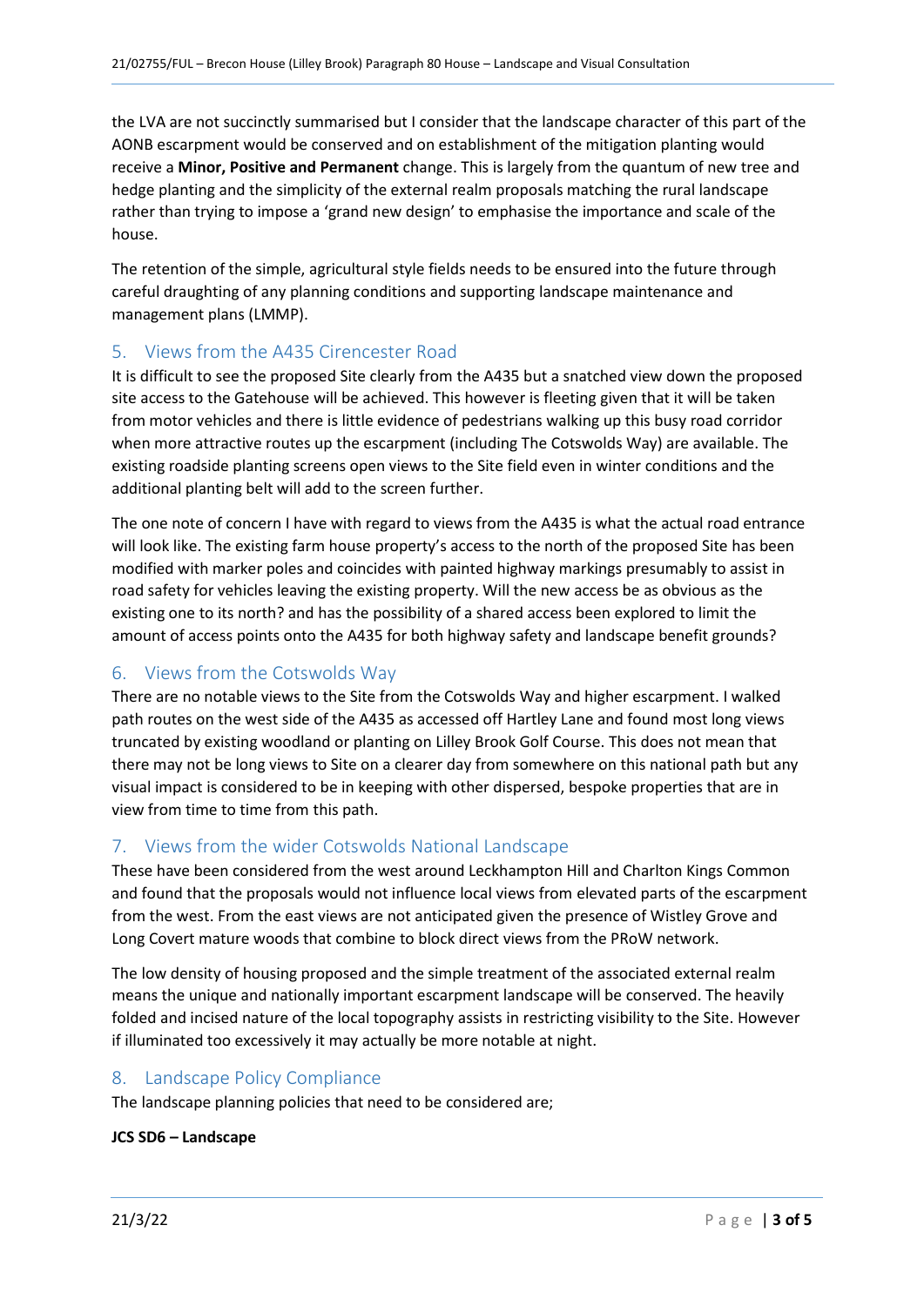the LVA are not succinctly summarised but I consider that the landscape character of this part of the AONB escarpment would be conserved and on establishment of the mitigation planting would receive a **Minor, Positive and Permanent** change. This is largely from the quantum of new tree and hedge planting and the simplicity of the external realm proposals matching the rural landscape rather than trying to impose a 'grand new design' to emphasise the importance and scale of the house.

The retention of the simple, agricultural style fields needs to be ensured into the future through careful draughting of any planning conditions and supporting landscape maintenance and management plans (LMMP).

## 5. Views from the A435 Cirencester Road

It is difficult to see the proposed Site clearly from the A435 but a snatched view down the proposed site access to the Gatehouse will be achieved. This however is fleeting given that it will be taken from motor vehicles and there is little evidence of pedestrians walking up this busy road corridor when more attractive routes up the escarpment (including The Cotswolds Way) are available. The existing roadside planting screens open views to the Site field even in winter conditions and the additional planting belt will add to the screen further.

The one note of concern I have with regard to views from the A435 is what the actual road entrance will look like. The existing farm house property's access to the north of the proposed Site has been modified with marker poles and coincides with painted highway markings presumably to assist in road safety for vehicles leaving the existing property. Will the new access be as obvious as the existing one to its north? and has the possibility of a shared access been explored to limit the amount of access points onto the A435 for both highway safety and landscape benefit grounds?

## 6. Views from the Cotswolds Way

There are no notable views to the Site from the Cotswolds Way and higher escarpment. I walked path routes on the west side of the A435 as accessed off Hartley Lane and found most long views truncated by existing woodland or planting on Lilley Brook Golf Course. This does not mean that there may not be long views to Site on a clearer day from somewhere on this national path but any visual impact is considered to be in keeping with other dispersed, bespoke properties that are in view from time to time from this path.

## 7. Views from the wider Cotswolds National Landscape

These have been considered from the west around Leckhampton Hill and Charlton Kings Common and found that the proposals would not influence local views from elevated parts of the escarpment from the west. From the east views are not anticipated given the presence of Wistley Grove and Long Covert mature woods that combine to block direct views from the PRoW network.

The low density of housing proposed and the simple treatment of the associated external realm means the unique and nationally important escarpment landscape will be conserved. The heavily folded and incised nature of the local topography assists in restricting visibility to the Site. However if illuminated too excessively it may actually be more notable at night.

## 8. Landscape Policy Compliance

The landscape planning policies that need to be considered are;

**JCS SD6 – Landscape**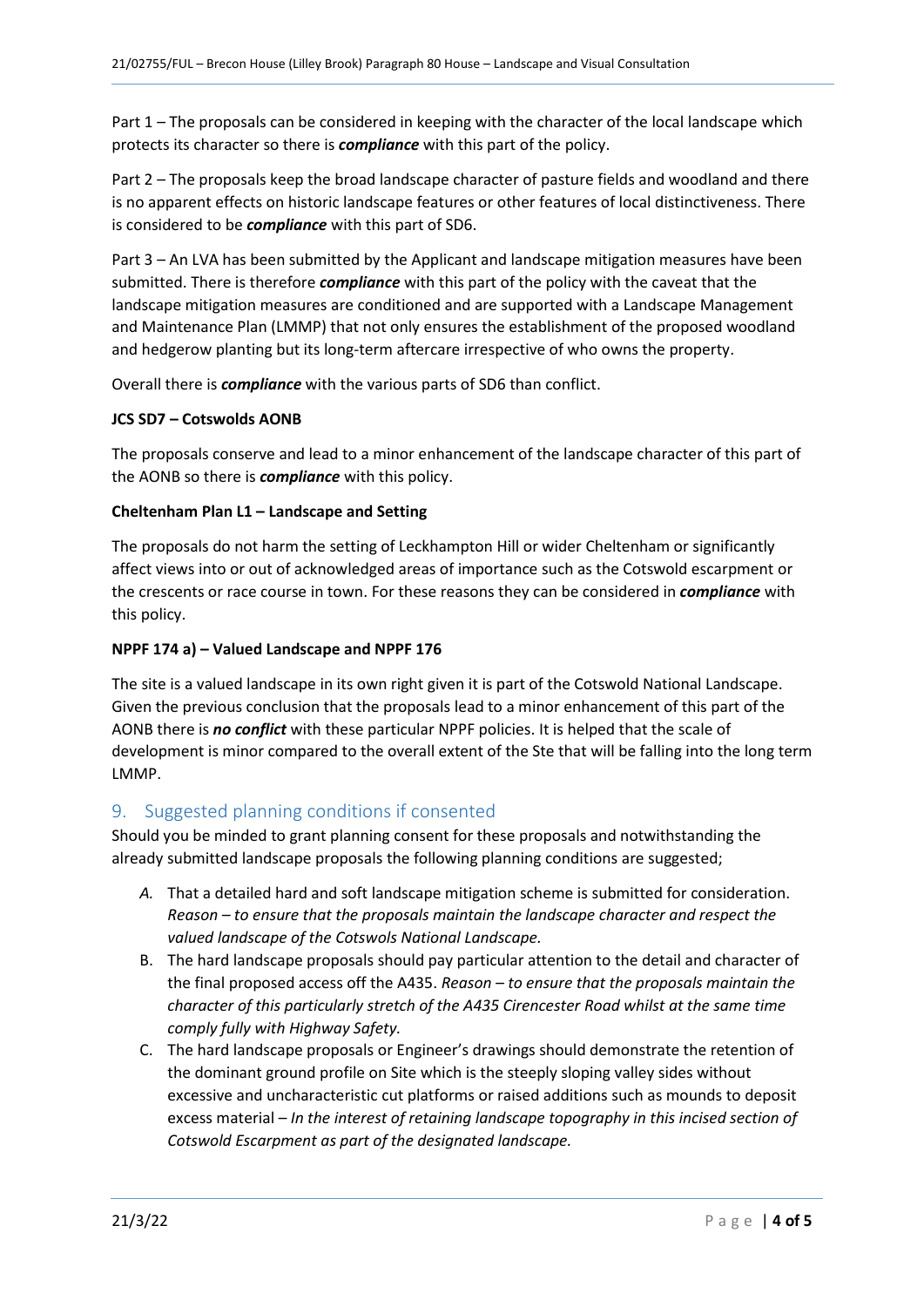Part 1 – The proposals can be considered in keeping with the character of the local landscape which protects its character so there is ***compliance*** with this part of the policy.

Part 2 – The proposals keep the broad landscape character of pasture fields and woodland and there is no apparent effects on historic landscape features or other features of local distinctiveness. There is considered to be ***compliance*** with this part of SD6.

Part 3 – An LVA has been submitted by the Applicant and landscape mitigation measures have been submitted. There is therefore ***compliance*** with this part of the policy with the caveat that the landscape mitigation measures are conditioned and are supported with a Landscape Management and Maintenance Plan (LMMP) that not only ensures the establishment of the proposed woodland and hedgerow planting but its long-term aftercare irrespective of who owns the property.

Overall there is ***compliance*** with the various parts of SD6 than conflict.

**JCS SD7 – Cotswolds AONB**

The proposals conserve and lead to a minor enhancement of the landscape character of this part of the AONB so there is ***compliance*** with this policy.

**Cheltenham Plan L1 – Landscape and Setting**

The proposals do not harm the setting of Leckhampton Hill or wider Cheltenham or significantly affect views into or out of acknowledged areas of importance such as the Cotswold escarpment or the crescents or race course in town. For these reasons they can be considered in ***compliance*** with this policy.

**NPPF 174 a) – Valued Landscape and NPPF 176**

The site is a valued landscape in its own right given it is part of the Cotswold National Landscape. Given the previous conclusion that the proposals lead to a minor enhancement of this part of the AONB there is ***no conflict*** with these particular NPPF policies. It is helped that the scale of development is minor compared to the overall extent of the Ste that will be falling into the long term LMMP.

## 9. Suggested planning conditions if consented

Should you be minded to grant planning consent for these proposals and notwithstanding the already submitted landscape proposals the following planning conditions are suggested;

- *A.* That a detailed hard and soft landscape mitigation scheme is submitted for consideration. *Reason – to ensure that the proposals maintain the landscape character and respect the valued landscape of the Cotswols National Landscape.*
- B. The hard landscape proposals should pay particular attention to the detail and character of the final proposed access off the A435. *Reason – to ensure that the proposals maintain the character of this particularly stretch of the A435 Cirencester Road whilst at the same time comply fully with Highway Safety.*
- C. The hard landscape proposals or Engineer's drawings should demonstrate the retention of the dominant ground profile on Site which is the steeply sloping valley sides without excessive and uncharacteristic cut platforms or raised additions such as mounds to deposit excess material – *In the interest of retaining landscape topography in this incised section of Cotswold Escarpment as part of the designated landscape.*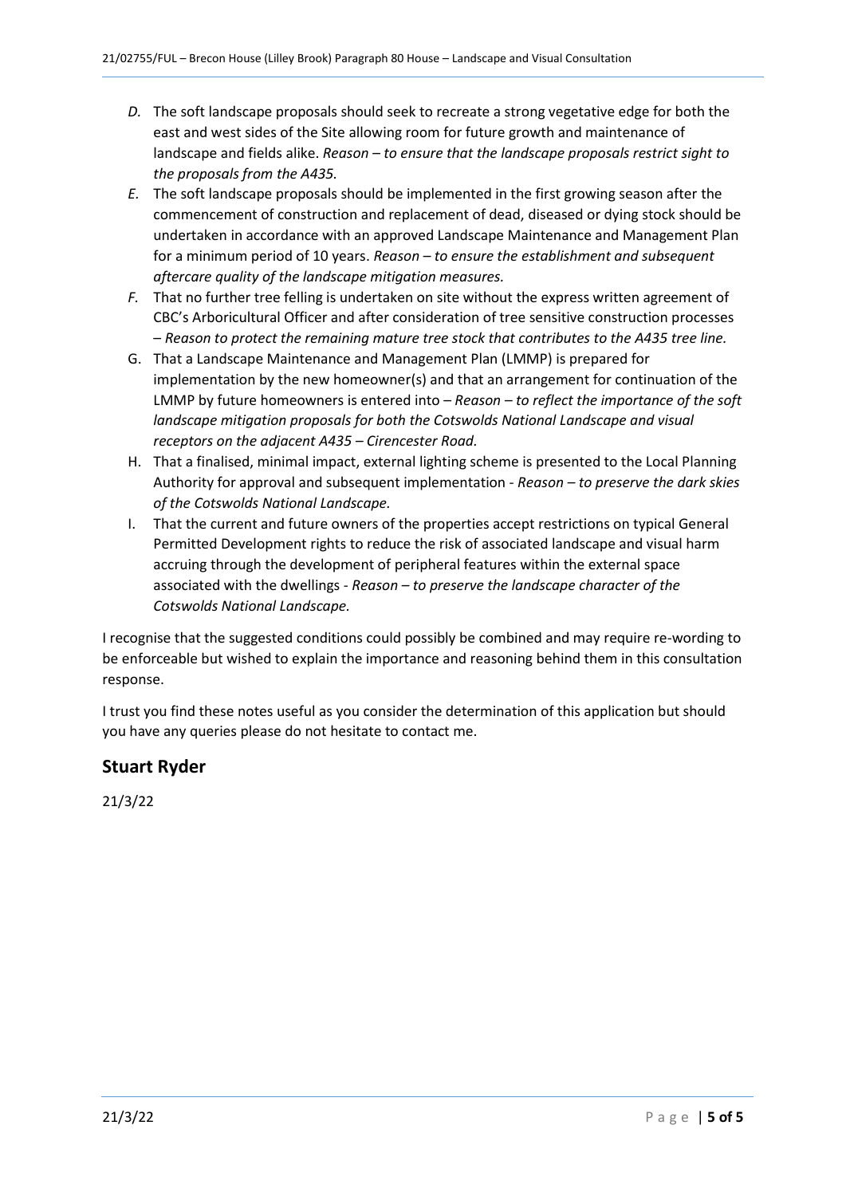*D.* The soft landscape proposals should seek to recreate a strong vegetative edge for both the east and west sides of the Site allowing room for future growth and maintenance of landscape and fields alike. *Reason – to ensure that the landscape proposals restrict sight to the proposals from the A435.*

*E.* The soft landscape proposals should be implemented in the first growing season after the commencement of construction and replacement of dead, diseased or dying stock should be undertaken in accordance with an approved Landscape Maintenance and Management Plan for a minimum period of 10 years. *Reason – to ensure the establishment and subsequent aftercare quality of the landscape mitigation measures.*

*F.* That no further tree felling is undertaken on site without the express written agreement of CBC's Arboricultural Officer and after consideration of tree sensitive construction processes – *Reason to protect the remaining mature tree stock that contributes to the A435 tree line.*

G. That a Landscape Maintenance and Management Plan (LMMP) is prepared for implementation by the new homeowner(s) and that an arrangement for continuation of the LMMP by future homeowners is entered into – *Reason – to reflect the importance of the soft landscape mitigation proposals for both the Cotswolds National Landscape and visual receptors on the adjacent A435 – Cirencester Road.*

H. That a finalised, minimal impact, external lighting scheme is presented to the Local Planning Authority for approval and subsequent implementation - *Reason – to preserve the dark skies of the Cotswolds National Landscape.*

I. That the current and future owners of the properties accept restrictions on typical General Permitted Development rights to reduce the risk of associated landscape and visual harm accruing through the development of peripheral features within the external space associated with the dwellings - *Reason – to preserve the landscape character of the Cotswolds National Landscape.*

I recognise that the suggested conditions could possibly be combined and may require re-wording to be enforceable but wished to explain the importance and reasoning behind them in this consultation response.

I trust you find these notes useful as you consider the determination of this application but should you have any queries please do not hesitate to contact me.

## Stuart Ryder

21/3/22